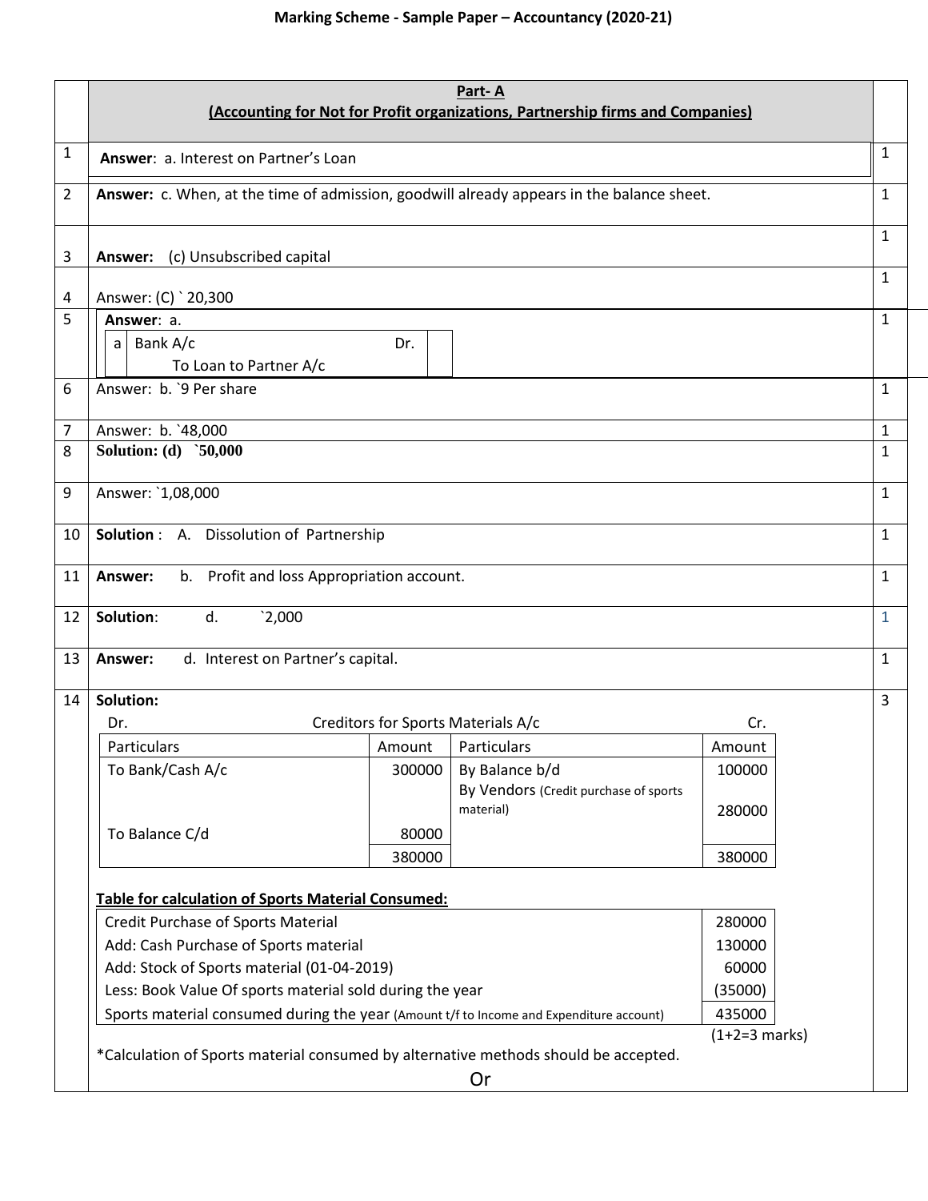# Marking Scheme - Sample Paper – Accountancy (2020-21)

## Part- A
### (Accounting for Not for Profit organizations, Partnership firms and Companies)

| | | |
|---|---|---|
| 1 | **Answer**: a. Interest on Partner's Loan | 1 |
| 2 | **Answer:** c. When, at the time of admission, goodwill already appears in the balance sheet. | 1 |
| 3 | **Answer:** (c) Unsubscribed capital | 1 |
| 4 | Answer: (C) ` 20,300 | 1 |
| 5 | **Answer**: a. <br> a Bank A/c Dr. <br> To Loan to Partner A/c | 1 |
| 6 | Answer: b. `9 Per share | 1 |
| 7 | Answer: b. `48,000 | 1 |
| 8 | **Solution: (d) `50,000** | 1 |
| 9 | Answer: `1,08,000 | 1 |
| 10 | **Solution** : A. Dissolution of Partnership | 1 |
| 11 | **Answer:** b. Profit and loss Appropriation account. | 1 |
| 12 | **Solution**: d. `2,000 | 1 |
| 13 | **Answer:** d. Interest on Partner's capital. | 1 |
| 14 | **Solution:** | 3 |

Dr. Creditors for Sports Materials A/c Cr.

| Particulars | Amount | Particulars | Amount |
|---|---|---|---|
| To Bank/Cash A/c | 300000 | By Balance b/d | 100000 |
| | | By Vendors (Credit purchase of sports material) | 280000 |
| To Balance C/d | 80000 | | |
| | 380000 | | 380000 |

**Table for calculation of Sports Material Consumed:**

| | |
|---|---|
| Credit Purchase of Sports Material | 280000 |
| Add: Cash Purchase of Sports material | 130000 |
| Add: Stock of Sports material (01-04-2019) | 60000 |
| Less: Book Value Of sports material sold during the year | (35000) |
| Sports material consumed during the year (Amount t/f to Income and Expenditure account) | 435000 |

(1+2=3 marks)

*Calculation of Sports material consumed by alternative methods should be accepted.

Or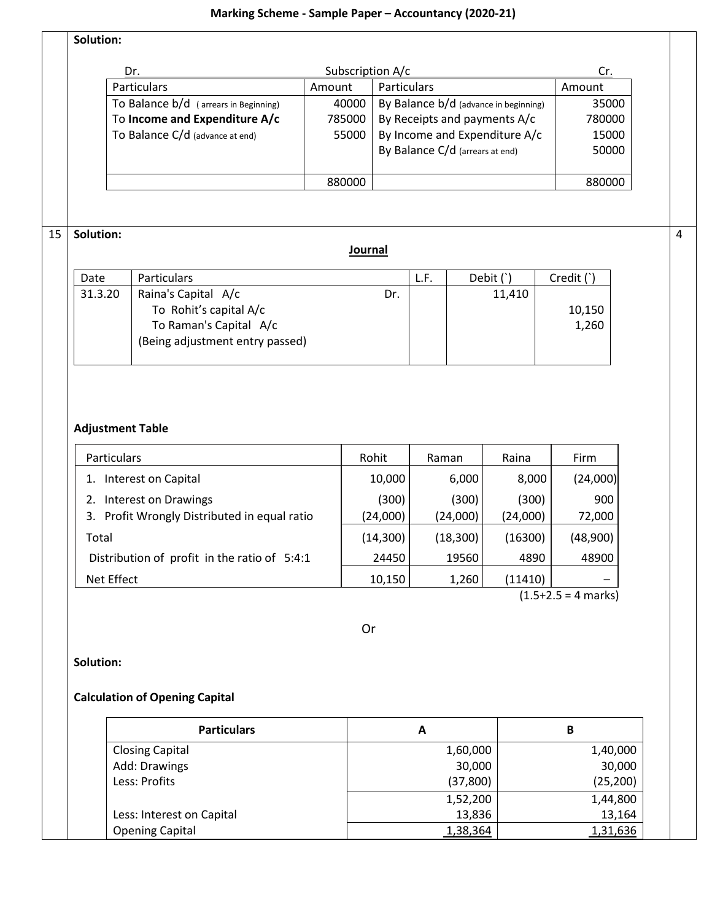**Solution:**

Dr. Subscription A/c Cr.

| Particulars | Amount | Particulars | Amount |
|---|---|---|---|
| To Balance b/d ( arrears in Beginning) | 40000 | By Balance b/d (advance in beginning) | 35000 |
| To **Income and Expenditure A/c** | 785000 | By Receipts and payments A/c | 780000 |
| To Balance C/d (advance at end) | 55000 | By Income and Expenditure A/c | 15000 |
| | | By Balance C/d (arrears at end) | 50000 |
| | 880000 | | 880000 |

15 **Solution:** 4

**Journal**

| Date | Particulars | L.F. | Debit (`) | Credit (`) |
|---|---|---|---|---|
| 31.3.20 | Raina's Capital A/c Dr. | | 11,410 | |
| | To Rohit's capital A/c | | | 10,150 |
| | To Raman's Capital A/c | | | 1,260 |
| | (Being adjustment entry passed) | | | |

**Adjustment Table**

| Particulars | Rohit | Raman | Raina | Firm |
|---|---|---|---|---|
| 1. Interest on Capital | 10,000 | 6,000 | 8,000 | (24,000) |
| 2. Interest on Drawings | (300) | (300) | (300) | 900 |
| 3. Profit Wrongly Distributed in equal ratio | (24,000) | (24,000) | (24,000) | 72,000 |
| Total | (14,300) | (18,300) | (16300) | (48,900) |
| Distribution of profit in the ratio of 5:4:1 | 24450 | 19560 | 4890 | 48900 |
| Net Effect | 10,150 | 1,260 | (11410) | – |

(1.5+2.5 = 4 marks)

Or

**Solution:**

**Calculation of Opening Capital**

| Particulars | A | B |
|---|---|---|
| Closing Capital | 1,60,000 | 1,40,000 |
| Add: Drawings | 30,000 | 30,000 |
| Less: Profits | (37,800) | (25,200) |
| | 1,52,200 | 1,44,800 |
| Less: Interest on Capital | 13,836 | 13,164 |
| Opening Capital | 1,38,364 | 1,31,636 |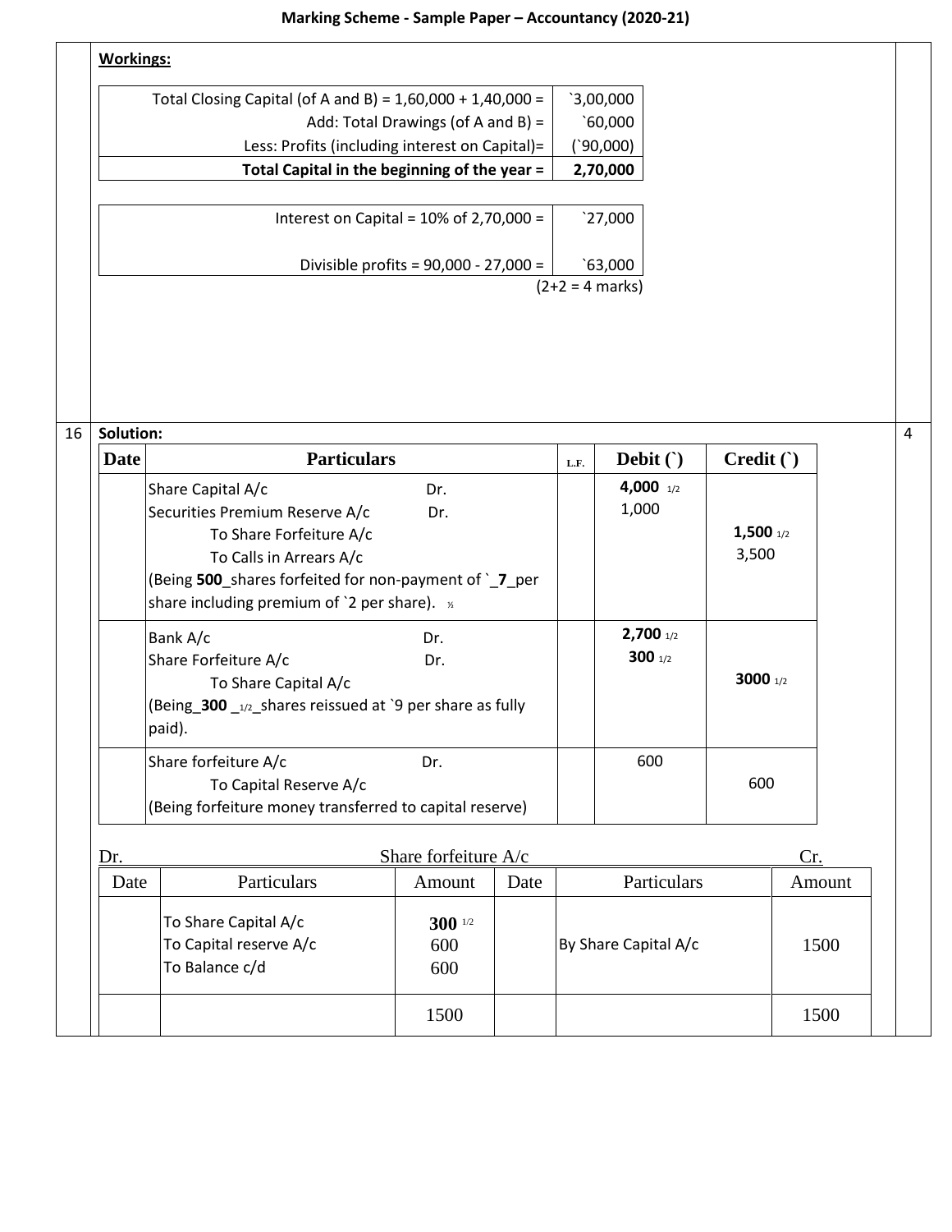**Workings:**

| | |
|---|---|
| Total Closing Capital (of A and B) = 1,60,000 + 1,40,000 = | `3,00,000 |
| Add: Total Drawings (of A and B) = | `60,000 |
| Less: Profits (including interest on Capital)= | (`90,000) |
| **Total Capital in the beginning of the year =** | **2,70,000** |

| | |
|---|---|
| Interest on Capital = 10% of 2,70,000 = | `27,000 |
| Divisible profits = 90,000 - 27,000 = | `63,000 |

(2+2 = 4 marks)

**16** **Solution:** 4

| Date | Particulars | L.F. | Debit (`) | Credit (`) |
|---|---|---|---|---|
| | Share Capital A/c Dr.<br>Securities Premium Reserve A/c Dr.<br>To Share Forfeiture A/c<br>To Calls in Arrears A/c<br>(Being **500**_shares forfeited for non-payment of `_**7**_per share including premium of `2 per share). ½ | | **4,000** 1/2<br>1,000 | **1,500** 1/2<br>3,500 |
| | Bank A/c Dr.<br>Share Forfeiture A/c Dr.<br>To Share Capital A/c<br>(Being_**300** _1/2_shares reissued at `9 per share as fully paid). | | **2,700** 1/2<br>**300** 1/2 | **3000** 1/2 |
| | Share forfeiture A/c Dr.<br>To Capital Reserve A/c<br>(Being forfeiture money transferred to capital reserve) | | 600 | 600 |

Dr. Share forfeiture A/c Cr.

| Date | Particulars | Amount | Date | Particulars | Amount |
|---|---|---|---|---|---|
| | To Share Capital A/c<br>To Capital reserve A/c<br>To Balance c/d | **300** 1/2<br>600<br>600 | | By Share Capital A/c | 1500 |
| | | 1500 | | | 1500 |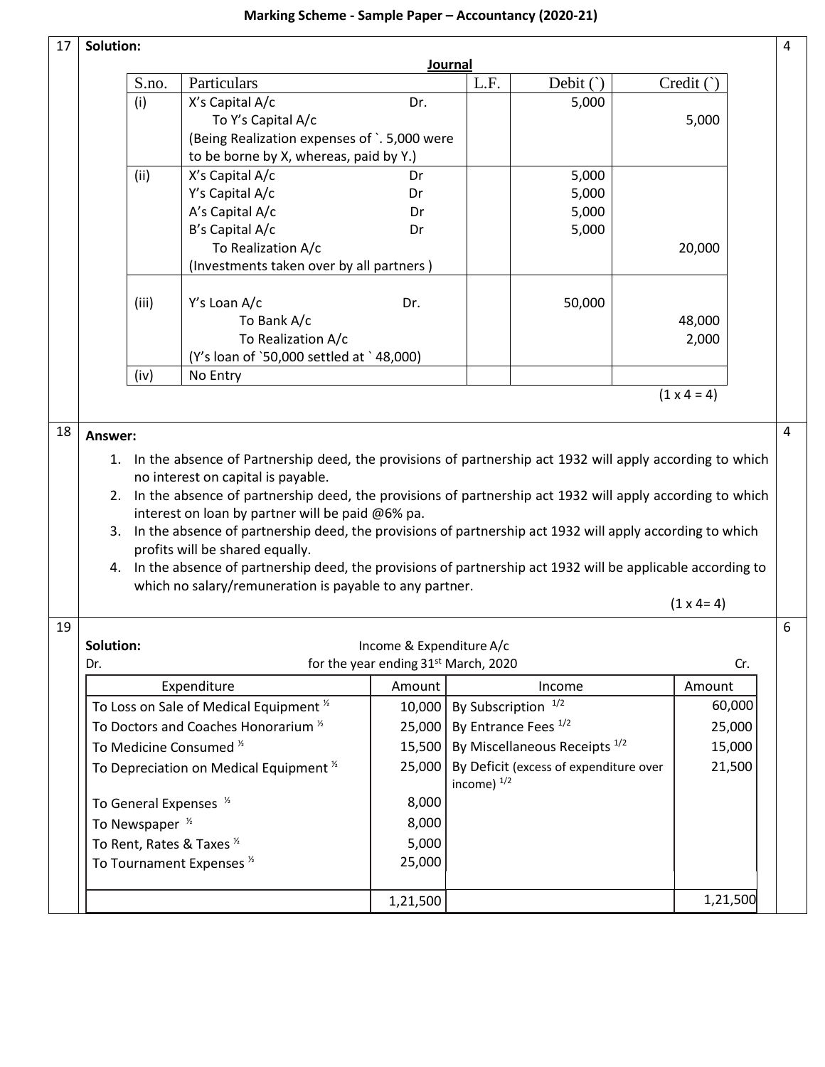**17** **Solution:** (4 marks)

**Journal**

| S.no. | Particulars | L.F. | Debit (`) | Credit (`) |
|---|---|---|---|---|
| (i) | X's Capital A/c Dr. | | 5,000 | |
| | To Y's Capital A/c | | | 5,000 |
| | (Being Realization expenses of `. 5,000 were to be borne by X, whereas, paid by Y.) | | | |
| (ii) | X's Capital A/c Dr | | 5,000 | |
| | Y's Capital A/c Dr | | 5,000 | |
| | A's Capital A/c Dr | | 5,000 | |
| | B's Capital A/c Dr | | 5,000 | |
| | To Realization A/c | | | 20,000 |
| | (Investments taken over by all partners ) | | | |
| (iii) | Y's Loan A/c Dr. | | 50,000 | |
| | To Bank A/c | | | 48,000 |
| | To Realization A/c | | | 2,000 |
| | (Y's loan of `50,000 settled at ` 48,000) | | | |
| (iv) | No Entry | | | |

(1 x 4 = 4)

**18** **Answer:** (4 marks)

1. In the absence of Partnership deed, the provisions of partnership act 1932 will apply according to which no interest on capital is payable.
2. In the absence of partnership deed, the provisions of partnership act 1932 will apply according to which interest on loan by partner will be paid @6% pa.
3. In the absence of partnership deed, the provisions of partnership act 1932 will apply according to which profits will be shared equally.
4. In the absence of partnership deed, the provisions of partnership act 1932 will be applicable according to which no salary/remuneration is payable to any partner.

(1 x 4= 4)

**19** (6 marks)

**Solution:**

Income & Expenditure A/c
for the year ending 31st March, 2020

Dr. Cr.

| Expenditure | Amount | Income | Amount |
|---|---|---|---|
| To Loss on Sale of Medical Equipment ½ | 10,000 | By Subscription 1/2 | 60,000 |
| To Doctors and Coaches Honorarium ½ | 25,000 | By Entrance Fees 1/2 | 25,000 |
| To Medicine Consumed ½ | 15,500 | By Miscellaneous Receipts 1/2 | 15,000 |
| To Depreciation on Medical Equipment ½ | 25,000 | By Deficit (excess of expenditure over income) 1/2 | 21,500 |
| To General Expenses ½ | 8,000 | | |
| To Newspaper ½ | 8,000 | | |
| To Rent, Rates & Taxes ½ | 5,000 | | |
| To Tournament Expenses ½ | 25,000 | | |
| | 1,21,500 | | 1,21,500 |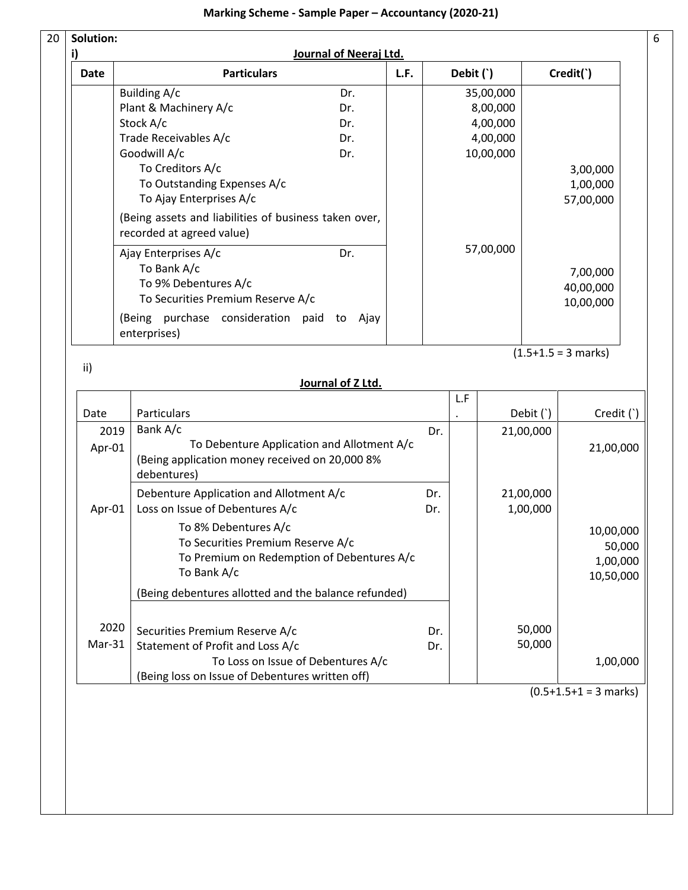**Marking Scheme - Sample Paper – Accountancy (2020-21)**

**20** **Solution:** (6 marks)

**i)**

**Journal of Neeraj Ltd.**

| Date | Particulars | L.F. | Debit (`) | Credit(`) |
|---|---|---|---|---|
| | Building A/c Dr. | | 35,00,000 | |
| | Plant & Machinery A/c Dr. | | 8,00,000 | |
| | Stock A/c Dr. | | 4,00,000 | |
| | Trade Receivables A/c Dr. | | 4,00,000 | |
| | Goodwill A/c Dr. | | 10,00,000 | |
| | To Creditors A/c | | | 3,00,000 |
| | To Outstanding Expenses A/c | | | 1,00,000 |
| | To Ajay Enterprises A/c | | | 57,00,000 |
| | (Being assets and liabilities of business taken over, recorded at agreed value) | | | |
| | Ajay Enterprises A/c Dr. | | 57,00,000 | |
| | To Bank A/c | | | 7,00,000 |
| | To 9% Debentures A/c | | | 40,00,000 |
| | To Securities Premium Reserve A/c | | | 10,00,000 |
| | (Being purchase consideration paid to Ajay enterprises) | | | |

(1.5+1.5 = 3 marks)

**ii)**

**Journal of Z Ltd.**

| Date | Particulars | L.F. | Debit (`) | Credit (`) |
|---|---|---|---|---|
| 2019 Apr-01 | Bank A/c Dr. | | 21,00,000 | |
| | To Debenture Application and Allotment A/c | | | 21,00,000 |
| | (Being application money received on 20,000 8% debentures) | | | |
| Apr-01 | Debenture Application and Allotment A/c Dr. | | 21,00,000 | |
| | Loss on Issue of Debentures A/c Dr. | | 1,00,000 | |
| | To 8% Debentures A/c | | | 10,00,000 |
| | To Securities Premium Reserve A/c | | | 50,000 |
| | To Premium on Redemption of Debentures A/c | | | 1,00,000 |
| | To Bank A/c | | | 10,50,000 |
| | (Being debentures allotted and the balance refunded) | | | |
| 2020 Mar-31 | Securities Premium Reserve A/c Dr. | | 50,000 | |
| | Statement of Profit and Loss A/c Dr. | | 50,000 | |
| | To Loss on Issue of Debentures A/c | | | 1,00,000 |
| | (Being loss on Issue of Debentures written off) | | | |

(0.5+1.5+1 = 3 marks)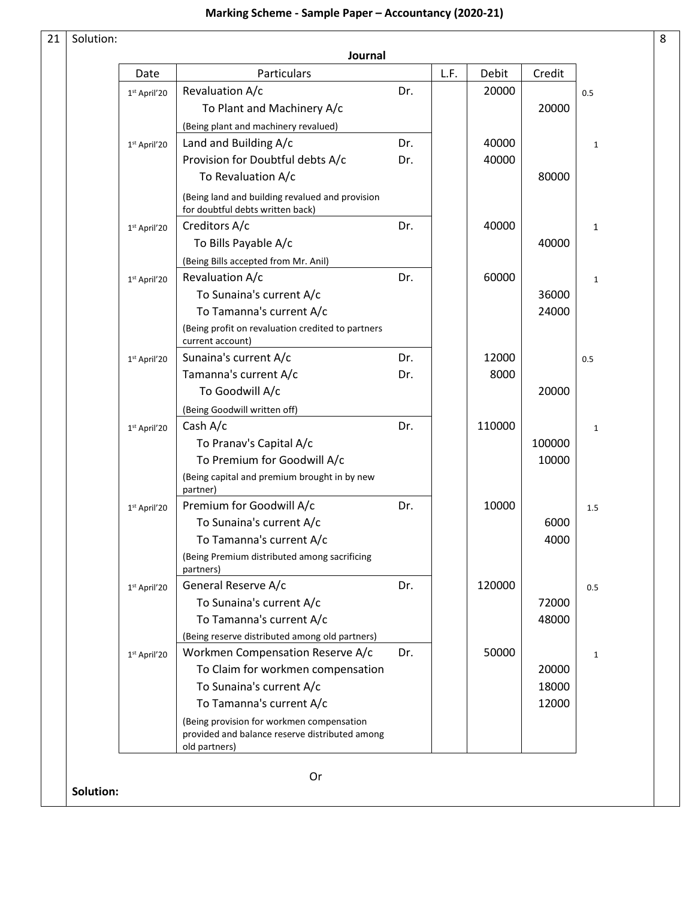**Marking Scheme - Sample Paper – Accountancy (2020-21)**

21 Solution: (8 marks)

**Journal**

| Date | Particulars | | L.F. | Debit | Credit | Marks |
|---|---|---|---|---|---|---|
| 1st April'20 | Revaluation A/c | Dr. | | 20000 | | 0.5 |
| | To Plant and Machinery A/c | | | | 20000 | |
| | (Being plant and machinery revalued) | | | | | |
| 1st April'20 | Land and Building A/c | Dr. | | 40000 | | 1 |
| | Provision for Doubtful debts A/c | Dr. | | 40000 | | |
| | To Revaluation A/c | | | | 80000 | |
| | (Being land and building revalued and provision for doubtful debts written back) | | | | | |
| 1st April'20 | Creditors A/c | Dr. | | 40000 | | 1 |
| | To Bills Payable A/c | | | | 40000 | |
| | (Being Bills accepted from Mr. Anil) | | | | | |
| 1st April'20 | Revaluation A/c | Dr. | | 60000 | | 1 |
| | To Sunaina's current A/c | | | | 36000 | |
| | To Tamanna's current A/c | | | | 24000 | |
| | (Being profit on revaluation credited to partners current account) | | | | | |
| 1st April'20 | Sunaina's current A/c | Dr. | | 12000 | | 0.5 |
| | Tamanna's current A/c | Dr. | | 8000 | | |
| | To Goodwill A/c | | | | 20000 | |
| | (Being Goodwill written off) | | | | | |
| 1st April'20 | Cash A/c | Dr. | | 110000 | | 1 |
| | To Pranav's Capital A/c | | | | 100000 | |
| | To Premium for Goodwill A/c | | | | 10000 | |
| | (Being capital and premium brought in by new partner) | | | | | |
| 1st April'20 | Premium for Goodwill A/c | Dr. | | 10000 | | 1.5 |
| | To Sunaina's current A/c | | | | 6000 | |
| | To Tamanna's current A/c | | | | 4000 | |
| | (Being Premium distributed among sacrificing partners) | | | | | |
| 1st April'20 | General Reserve A/c | Dr. | | 120000 | | 0.5 |
| | To Sunaina's current A/c | | | | 72000 | |
| | To Tamanna's current A/c | | | | 48000 | |
| | (Being reserve distributed among old partners) | | | | | |
| 1st April'20 | Workmen Compensation Reserve A/c | Dr. | | 50000 | | 1 |
| | To Claim for workmen compensation | | | | 20000 | |
| | To Sunaina's current A/c | | | | 18000 | |
| | To Tamanna's current A/c | | | | 12000 | |
| | (Being provision for workmen compensation provided and balance reserve distributed among old partners) | | | | | |

Or

**Solution:**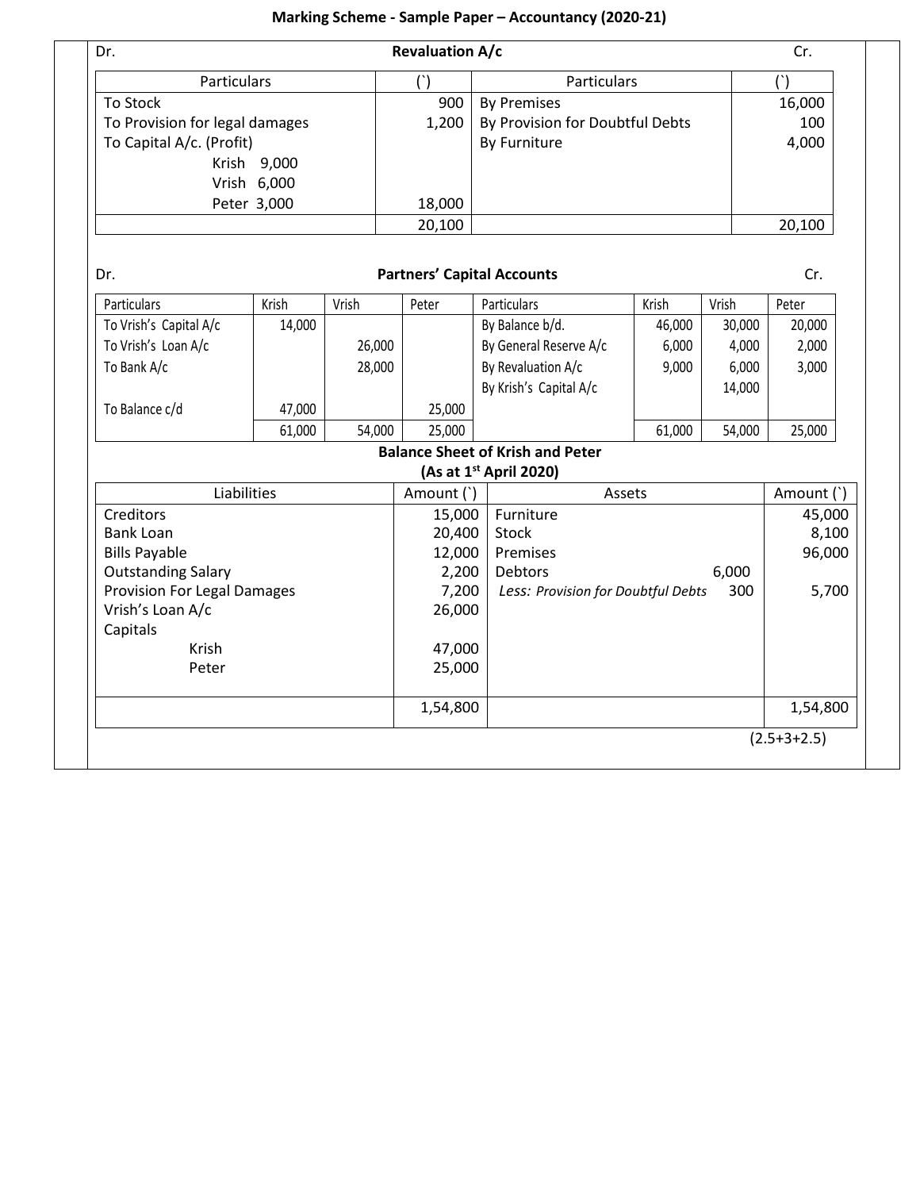Dr. **Revaluation A/c** Cr.

| Particulars | (`) | Particulars | (`) |
|---|---|---|---|
| To Stock | 900 | By Premises | 16,000 |
| To Provision for legal damages | 1,200 | By Provision for Doubtful Debts | 100 |
| To Capital A/c. (Profit) | | By Furniture | 4,000 |
| Krish 9,000 | | | |
| Vrish 6,000 | | | |
| Peter 3,000 | 18,000 | | |
| | 20,100 | | 20,100 |

Dr. **Partners' Capital Accounts** Cr.

| Particulars | Krish | Vrish | Peter | Particulars | Krish | Vrish | Peter |
|---|---|---|---|---|---|---|---|
| To Vrish's Capital A/c | 14,000 | | | By Balance b/d. | 46,000 | 30,000 | 20,000 |
| To Vrish's Loan A/c | | 26,000 | | By General Reserve A/c | 6,000 | 4,000 | 2,000 |
| To Bank A/c | | 28,000 | | By Revaluation A/c | 9,000 | 6,000 | 3,000 |
| | | | | By Krish's Capital A/c | | 14,000 | |
| To Balance c/d | 47,000 | | 25,000 | | | | |
| | 61,000 | 54,000 | 25,000 | | 61,000 | 54,000 | 25,000 |

**Balance Sheet of Krish and Peter**
**(As at 1st April 2020)**

| Liabilities | Amount (`) | Assets | | Amount (`) |
|---|---|---|---|---|
| Creditors | 15,000 | Furniture | | 45,000 |
| Bank Loan | 20,400 | Stock | | 8,100 |
| Bills Payable | 12,000 | Premises | | 96,000 |
| Outstanding Salary | 2,200 | Debtors | 6,000 | |
| Provision For Legal Damages | 7,200 | *Less: Provision for Doubtful Debts* | 300 | 5,700 |
| Vrish's Loan A/c | 26,000 | | | |
| Capitals | | | | |
| Krish | 47,000 | | | |
| Peter | 25,000 | | | |
| | 1,54,800 | | | 1,54,800 |

(2.5+3+2.5)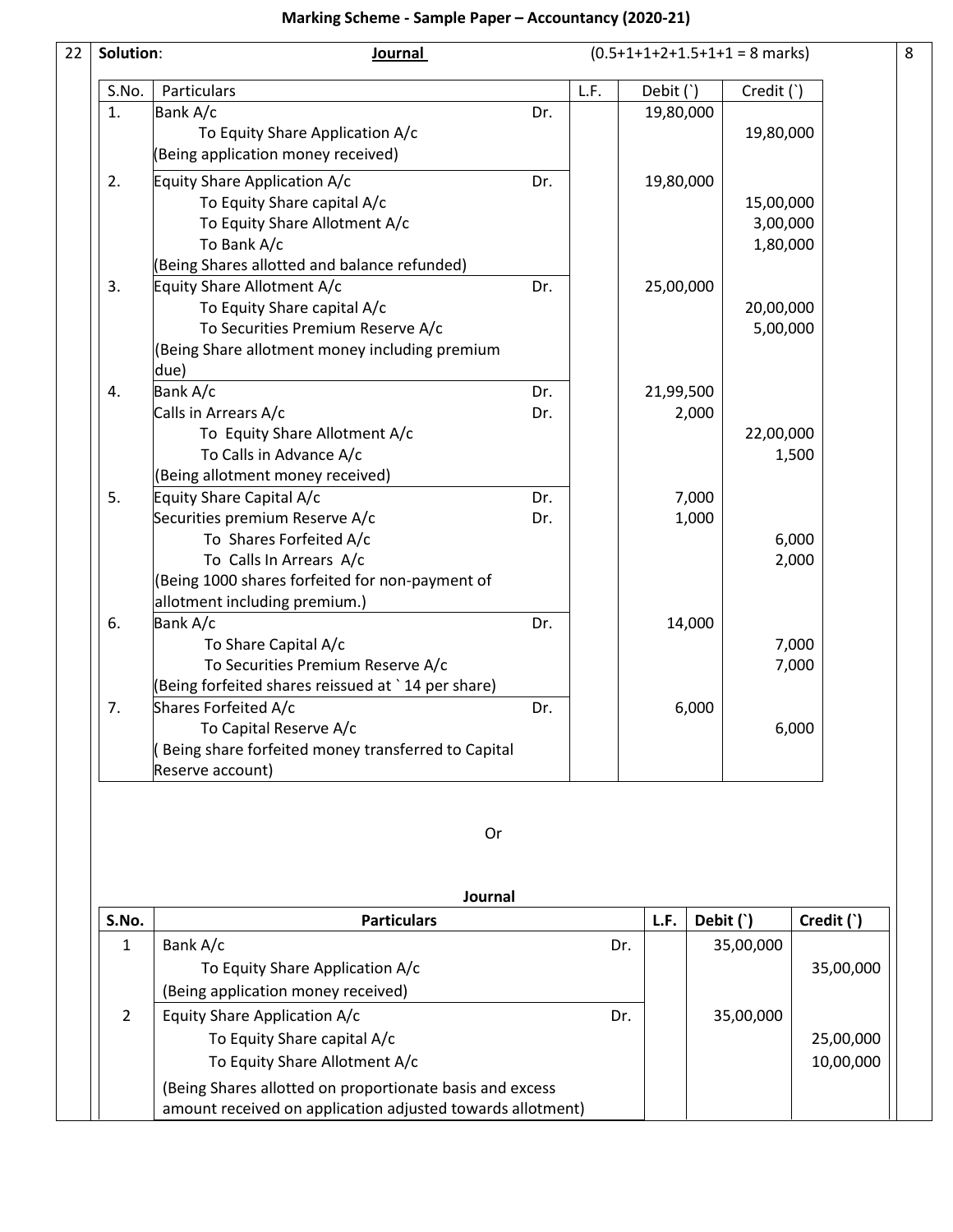**Marking Scheme - Sample Paper – Accountancy (2020-21)**

| | | | |
|---|---|---|---|
| 22 | **Solution**: **Journal** (0.5+1+1+2+1.5+1+1 = 8 marks) | | 8 |

| S.No. | Particulars | | L.F. | Debit (`) | Credit (`) |
|---|---|---|---|---|---|
| 1. | Bank A/c | Dr. | | 19,80,000 | |
| | To Equity Share Application A/c | | | | 19,80,000 |
| | (Being application money received) | | | | |
| 2. | Equity Share Application A/c | Dr. | | 19,80,000 | |
| | To Equity Share capital A/c | | | | 15,00,000 |
| | To Equity Share Allotment A/c | | | | 3,00,000 |
| | To Bank A/c | | | | 1,80,000 |
| | (Being Shares allotted and balance refunded) | | | | |
| 3. | Equity Share Allotment A/c | Dr. | | 25,00,000 | |
| | To Equity Share capital A/c | | | | 20,00,000 |
| | To Securities Premium Reserve A/c | | | | 5,00,000 |
| | (Being Share allotment money including premium due) | | | | |
| 4. | Bank A/c | Dr. | | 21,99,500 | |
| | Calls in Arrears A/c | Dr. | | 2,000 | |
| | To Equity Share Allotment A/c | | | | 22,00,000 |
| | To Calls in Advance A/c | | | | 1,500 |
| | (Being allotment money received) | | | | |
| 5. | Equity Share Capital A/c | Dr. | | 7,000 | |
| | Securities premium Reserve A/c | Dr. | | 1,000 | |
| | To Shares Forfeited A/c | | | | 6,000 |
| | To Calls In Arrears A/c | | | | 2,000 |
| | (Being 1000 shares forfeited for non-payment of allotment including premium.) | | | | |
| 6. | Bank A/c | Dr. | | 14,000 | |
| | To Share Capital A/c | | | | 7,000 |
| | To Securities Premium Reserve A/c | | | | 7,000 |
| | (Being forfeited shares reissued at ` 14 per share) | | | | |
| 7. | Shares Forfeited A/c | Dr. | | 6,000 | |
| | To Capital Reserve A/c | | | | 6,000 |
| | ( Being share forfeited money transferred to Capital Reserve account) | | | | |

Or

**Journal**

| S.No. | Particulars | | L.F. | Debit (`) | Credit (`) |
|---|---|---|---|---|---|
| 1 | Bank A/c | Dr. | | 35,00,000 | |
| | To Equity Share Application A/c | | | | 35,00,000 |
| | (Being application money received) | | | | |
| 2 | Equity Share Application A/c | Dr. | | 35,00,000 | |
| | To Equity Share capital A/c | | | | 25,00,000 |
| | To Equity Share Allotment A/c | | | | 10,00,000 |
| | (Being Shares allotted on proportionate basis and excess amount received on application adjusted towards allotment) | | | | |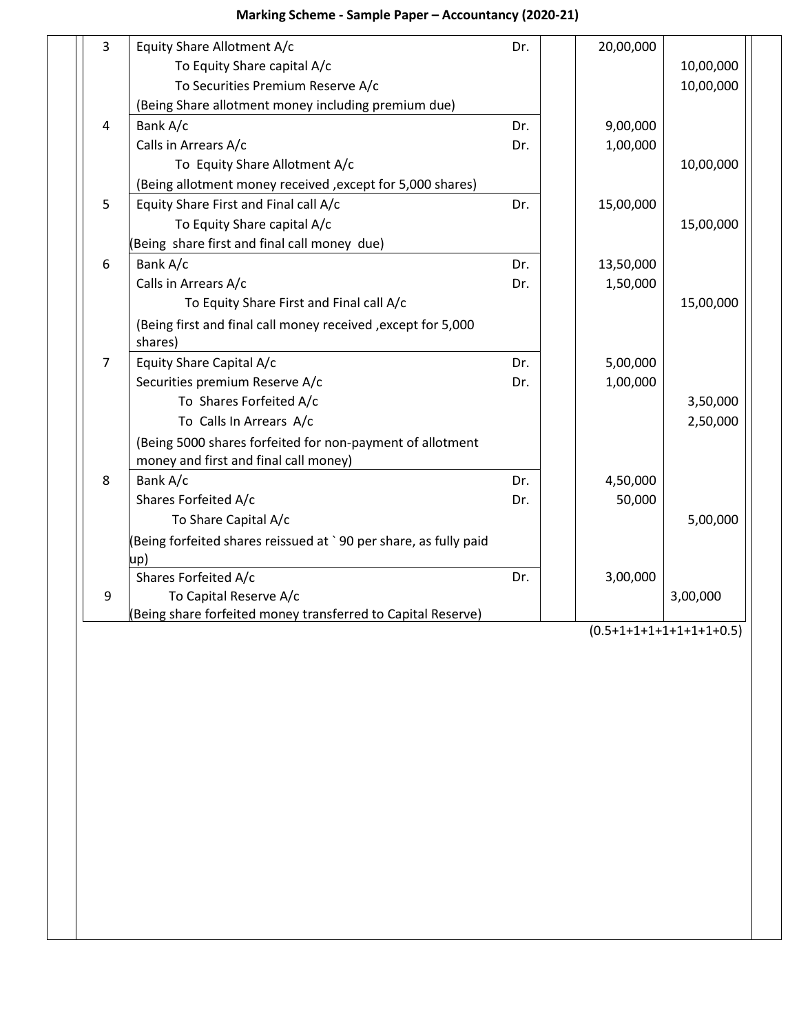| | | | | |
|---|---|---|---|---|
| 3 | Equity Share Allotment A/c | Dr. | 20,00,000 | |
| | To Equity Share capital A/c | | | 10,00,000 |
| | To Securities Premium Reserve A/c | | | 10,00,000 |
| | (Being Share allotment money including premium due) | | | |
| 4 | Bank A/c | Dr. | 9,00,000 | |
| | Calls in Arrears A/c | Dr. | 1,00,000 | |
| | To Equity Share Allotment A/c | | | 10,00,000 |
| | (Being allotment money received ,except for 5,000 shares) | | | |
| 5 | Equity Share First and Final call A/c | Dr. | 15,00,000 | |
| | To Equity Share capital A/c | | | 15,00,000 |
| | (Being share first and final call money due) | | | |
| 6 | Bank A/c | Dr. | 13,50,000 | |
| | Calls in Arrears A/c | Dr. | 1,50,000 | |
| | To Equity Share First and Final call A/c | | | 15,00,000 |
| | (Being first and final call money received ,except for 5,000 shares) | | | |
| 7 | Equity Share Capital A/c | Dr. | 5,00,000 | |
| | Securities premium Reserve A/c | Dr. | 1,00,000 | |
| | To Shares Forfeited A/c | | | 3,50,000 |
| | To Calls In Arrears A/c | | | 2,50,000 |
| | (Being 5000 shares forfeited for non-payment of allotment money and first and final call money) | | | |
| 8 | Bank A/c | Dr. | 4,50,000 | |
| | Shares Forfeited A/c | Dr. | 50,000 | |
| | To Share Capital A/c | | | 5,00,000 |
| | (Being forfeited shares reissued at ` 90 per share, as fully paid up) | | | |
| 9 | Shares Forfeited A/c | Dr. | 3,00,000 | |
| | To Capital Reserve A/c | | | 3,00,000 |
| | (Being share forfeited money transferred to Capital Reserve) | | | |

(0.5+1+1+1+1+1+1+1+0.5)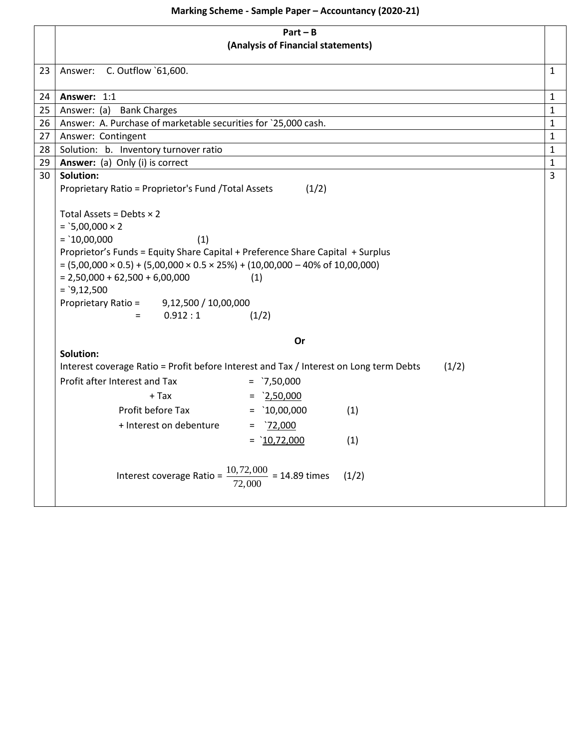| | Part – B<br>(Analysis of Financial statements) | |
|---|---|---|
| 23 | Answer: C. Outflow `61,600. | 1 |
| 24 | **Answer:** 1:1 | 1 |
| 25 | Answer: (a) Bank Charges | 1 |
| 26 | Answer: A. Purchase of marketable securities for `25,000 cash. | 1 |
| 27 | Answer: Contingent | 1 |
| 28 | Solution: b. Inventory turnover ratio | 1 |
| 29 | **Answer:** (a) Only (i) is correct | 1 |
| 30 | **Solution:**<br>Proprietary Ratio = Proprietor's Fund /Total Assets (1/2)<br><br>Total Assets = Debts × 2<br>= `5,00,000 × 2<br>= `10,00,000 (1)<br>Proprietor's Funds = Equity Share Capital + Preference Share Capital + Surplus<br>= (5,00,000 × 0.5) + (5,00,000 × 0.5 × 25%) + (10,00,000 – 40% of 10,00,000)<br>= 2,50,000 + 62,500 + 6,00,000 (1)<br>= `9,12,500<br>Proprietary Ratio = 9,12,500 / 10,00,000<br>= 0.912 : 1 (1/2)<br><br>**Or**<br><br>**Solution:**<br>Interest coverage Ratio = Profit before Interest and Tax / Interest on Long term Debts (1/2)<br>Profit after Interest and Tax = `7,50,000<br>+ Tax = `2,50,000<br>Profit before Tax = `10,00,000 (1)<br>+ Interest on debenture = `72,000<br>= `10,72,000 (1)<br><br>Interest coverage Ratio = $\frac{10,72,000}{72,000}$ = 14.89 times (1/2) | 3 |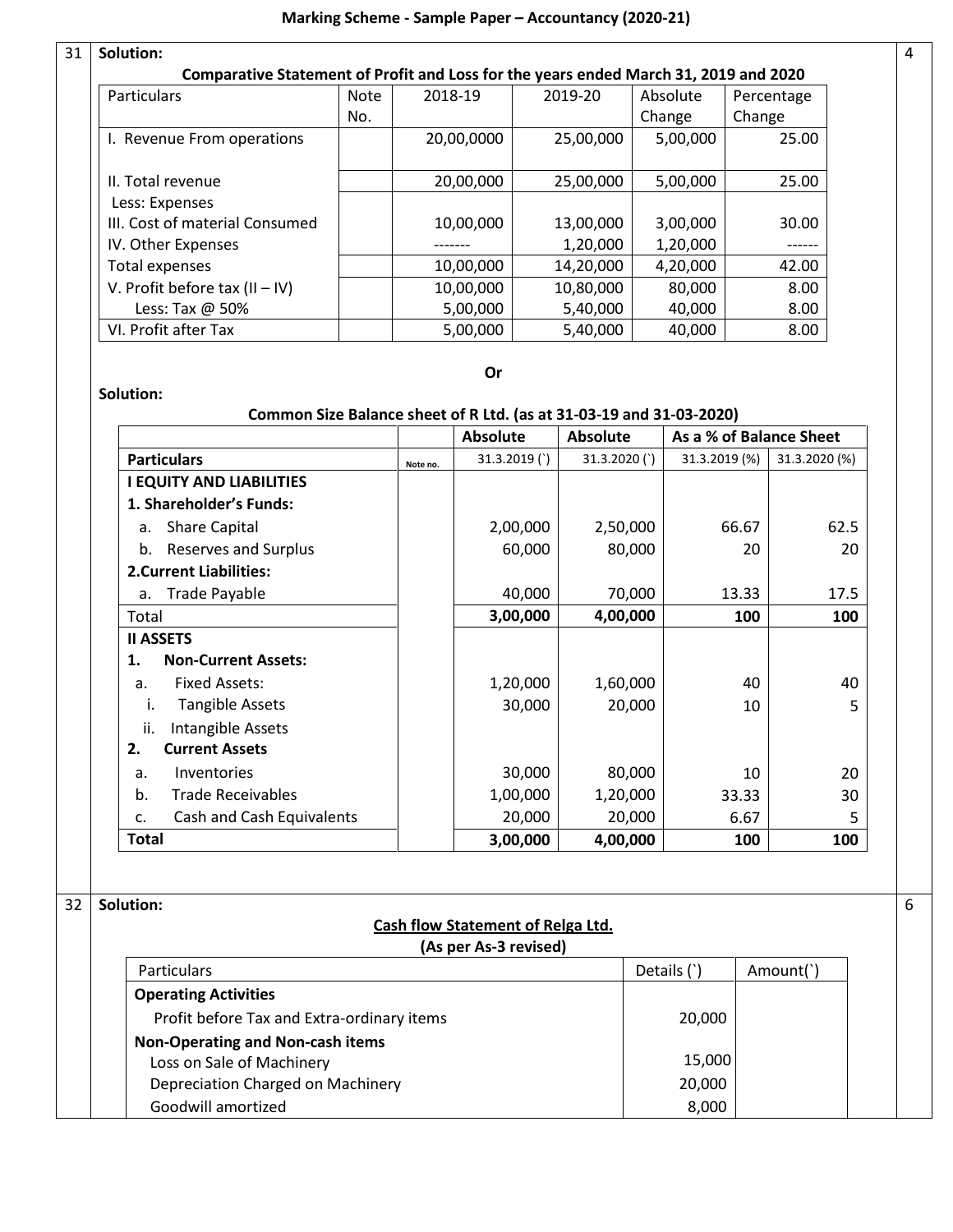Marking Scheme - Sample Paper – Accountancy (2020-21)

**31** **Solution:** **4**

**Comparative Statement of Profit and Loss for the years ended March 31, 2019 and 2020**

| Particulars | Note No. | 2018-19 | 2019-20 | Absolute Change | Percentage Change |
|---|---|---|---|---|---|
| I. Revenue From operations | | 20,00,0000 | 25,00,000 | 5,00,000 | 25.00 |
| II. Total revenue | | 20,00,000 | 25,00,000 | 5,00,000 | 25.00 |
| Less: Expenses | | | | | |
| III. Cost of material Consumed | | 10,00,000 | 13,00,000 | 3,00,000 | 30.00 |
| IV. Other Expenses | | ------- | 1,20,000 | 1,20,000 | ------ |
| Total expenses | | 10,00,000 | 14,20,000 | 4,20,000 | 42.00 |
| V. Profit before tax (II – IV) | | 10,00,000 | 10,80,000 | 80,000 | 8.00 |
| Less: Tax @ 50% | | 5,00,000 | 5,40,000 | 40,000 | 8.00 |
| VI. Profit after Tax | | 5,00,000 | 5,40,000 | 40,000 | 8.00 |

**Or**

**Solution:**

**Common Size Balance sheet of R Ltd. (as at 31-03-19 and 31-03-2020)**

| | | Absolute | Absolute | As a % of Balance Sheet | |
|---|---|---|---|---|---|
| **Particulars** | Note no. | 31.3.2019 (`) | 31.3.2020 (`) | 31.3.2019 (%) | 31.3.2020 (%) |
| **I EQUITY AND LIABILITIES** | | | | | |
| **1. Shareholder's Funds:** | | | | | |
| a. Share Capital | | 2,00,000 | 2,50,000 | 66.67 | 62.5 |
| b. Reserves and Surplus | | 60,000 | 80,000 | 20 | 20 |
| **2.Current Liabilities:** | | | | | |
| a. Trade Payable | | 40,000 | 70,000 | 13.33 | 17.5 |
| Total | | **3,00,000** | **4,00,000** | **100** | **100** |
| **II ASSETS** | | | | | |
| **1. Non-Current Assets:** | | | | | |
| a. Fixed Assets: | | | | | |
| i. Tangible Assets | | 1,20,000 | 1,60,000 | 40 | 40 |
| ii. Intangible Assets | | 30,000 | 20,000 | 10 | 5 |
| **2. Current Assets** | | | | | |
| a. Inventories | | 30,000 | 80,000 | 10 | 20 |
| b. Trade Receivables | | 1,00,000 | 1,20,000 | 33.33 | 30 |
| c. Cash and Cash Equivalents | | 20,000 | 20,000 | 6.67 | 5 |
| **Total** | | **3,00,000** | **4,00,000** | **100** | **100** |

**32** **Solution:** **6**

**Cash flow Statement of Relga Ltd.**
**(As per As-3 revised)**

| Particulars | Details (`) | Amount(`) |
|---|---|---|
| **Operating Activities** | | |
| Profit before Tax and Extra-ordinary items | 20,000 | |
| **Non-Operating and Non-cash items** | | |
| Loss on Sale of Machinery | 15,000 | |
| Depreciation Charged on Machinery | 20,000 | |
| Goodwill amortized | 8,000 | |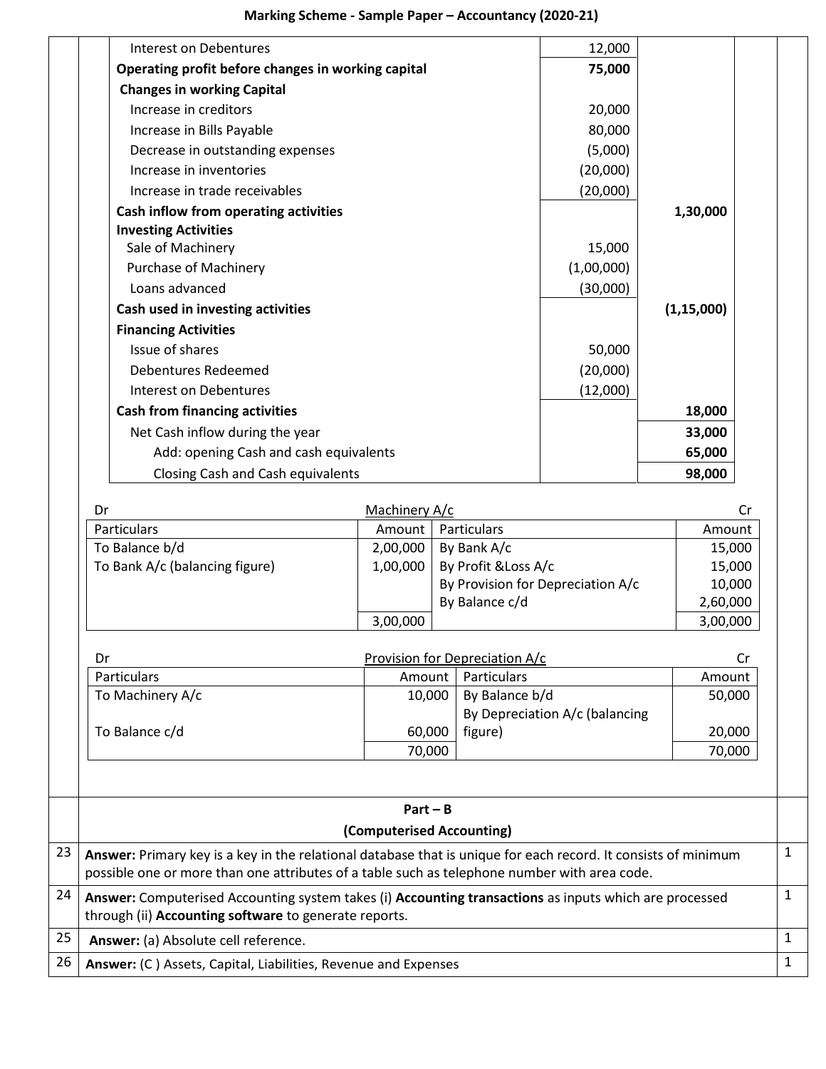| | | |
|---|---|---|
| Interest on Debentures | 12,000 | |
| **Operating profit before changes in working capital** | **75,000** | |
| **Changes in working Capital** | | |
| Increase in creditors | 20,000 | |
| Increase in Bills Payable | 80,000 | |
| Decrease in outstanding expenses | (5,000) | |
| Increase in inventories | (20,000) | |
| Increase in trade receivables | (20,000) | |
| **Cash inflow from operating activities** | | **1,30,000** |
| **Investing Activities** | | |
| Sale of Machinery | 15,000 | |
| Purchase of Machinery | (1,00,000) | |
| Loans advanced | (30,000) | |
| **Cash used in investing activities** | | **(1,15,000)** |
| **Financing Activities** | | |
| Issue of shares | 50,000 | |
| Debentures Redeemed | (20,000) | |
| Interest on Debentures | (12,000) | |
| **Cash from financing activities** | | **18,000** |
| Net Cash inflow during the year | | **33,000** |
| Add: opening Cash and cash equivalents | | **65,000** |
| Closing Cash and Cash equivalents | | **98,000** |

Dr **Machinery A/c** Cr

| Particulars | Amount | Particulars | Amount |
|---|---|---|---|
| To Balance b/d | 2,00,000 | By Bank A/c | 15,000 |
| To Bank A/c (balancing figure) | 1,00,000 | By Profit &Loss A/c | 15,000 |
| | | By Provision for Depreciation A/c | 10,000 |
| | | By Balance c/d | 2,60,000 |
| | 3,00,000 | | 3,00,000 |

Dr **Provision for Depreciation A/c** Cr

| Particulars | Amount | Particulars | Amount |
|---|---|---|---|
| To Machinery A/c | 10,000 | By Balance b/d | 50,000 |
| To Balance c/d | 60,000 | By Depreciation A/c (balancing figure) | 20,000 |
| | 70,000 | | 70,000 |

## Part – B
### (Computerised Accounting)

| Q. No. | Answer | Marks |
|---|---|---|
| 23 | **Answer:** Primary key is a key in the relational database that is unique for each record. It consists of minimum possible one or more than one attributes of a table such as telephone number with area code. | 1 |
| 24 | **Answer:** Computerised Accounting system takes (i) **Accounting transactions** as inputs which are processed through (ii) **Accounting software** to generate reports. | 1 |
| 25 | **Answer:** (a) Absolute cell reference. | 1 |
| 26 | **Answer:** (C ) Assets, Capital, Liabilities, Revenue and Expenses | 1 |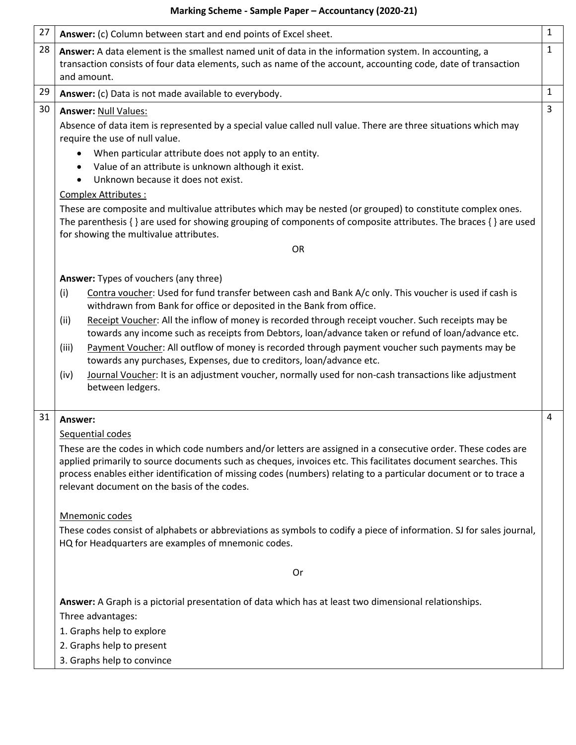**Marking Scheme - Sample Paper – Accountancy (2020-21)**

| | | |
|---|---|---|
| 27 | **Answer:** (c) Column between start and end points of Excel sheet. | 1 |
| 28 | **Answer:** A data element is the smallest named unit of data in the information system. In accounting, a transaction consists of four data elements, such as name of the account, accounting code, date of transaction and amount. | 1 |
| 29 | **Answer:** (c) Data is not made available to everybody. | 1 |
| 30 | **Answer:** <u>Null Values:</u><br>Absence of data item is represented by a special value called null value. There are three situations which may require the use of null value.<br>• When particular attribute does not apply to an entity.<br>• Value of an attribute is unknown although it exist.<br>• Unknown because it does not exist.<br><u>Complex Attributes :</u><br>These are composite and multivalue attributes which may be nested (or grouped) to constitute complex ones. The parenthesis { } are used for showing grouping of components of composite attributes. The braces { } are used for showing the multivalue attributes.<br>OR<br>**Answer:** Types of vouchers (any three)<br>(i) <u>Contra voucher</u>: Used for fund transfer between cash and Bank A/c only. This voucher is used if cash is withdrawn from Bank for office or deposited in the Bank from office.<br>(ii) <u>Receipt Voucher</u>: All the inflow of money is recorded through receipt voucher. Such receipts may be towards any income such as receipts from Debtors, loan/advance taken or refund of loan/advance etc.<br>(iii) <u>Payment Voucher</u>: All outflow of money is recorded through payment voucher such payments may be towards any purchases, Expenses, due to creditors, loan/advance etc.<br>(iv) <u>Journal Voucher</u>: It is an adjustment voucher, normally used for non-cash transactions like adjustment between ledgers. | 3 |
| 31 | **Answer:**<br><u>Sequential codes</u><br>These are the codes in which code numbers and/or letters are assigned in a consecutive order. These codes are applied primarily to source documents such as cheques, invoices etc. This facilitates document searches. This process enables either identification of missing codes (numbers) relating to a particular document or to trace a relevant document on the basis of the codes.<br><u>Mnemonic codes</u><br>These codes consist of alphabets or abbreviations as symbols to codify a piece of information. SJ for sales journal, HQ for Headquarters are examples of mnemonic codes.<br>Or<br>**Answer:** A Graph is a pictorial presentation of data which has at least two dimensional relationships.<br>Three advantages:<br>1. Graphs help to explore<br>2. Graphs help to present<br>3. Graphs help to convince | 4 |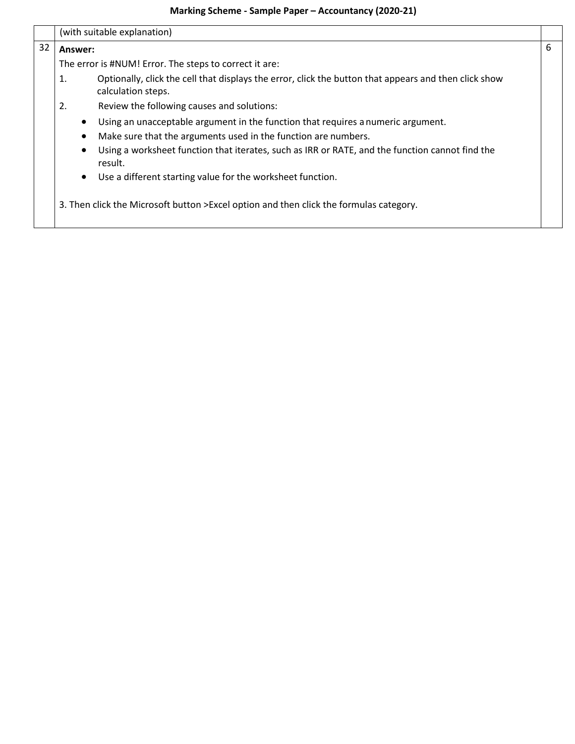| | | |
|---|---|---|
| | (with suitable explanation) | |
| 32 | **Answer:**<br>The error is #NUM! Error. The steps to correct it are:<br>1. Optionally, click the cell that displays the error, click the button that appears and then click show calculation steps.<br>2. Review the following causes and solutions:<br>• Using an unacceptable argument in the function that requires a numeric argument.<br>• Make sure that the arguments used in the function are numbers.<br>• Using a worksheet function that iterates, such as IRR or RATE, and the function cannot find the result.<br>• Use a different starting value for the worksheet function.<br><br>3. Then click the Microsoft button >Excel option and then click the formulas category. | 6 |